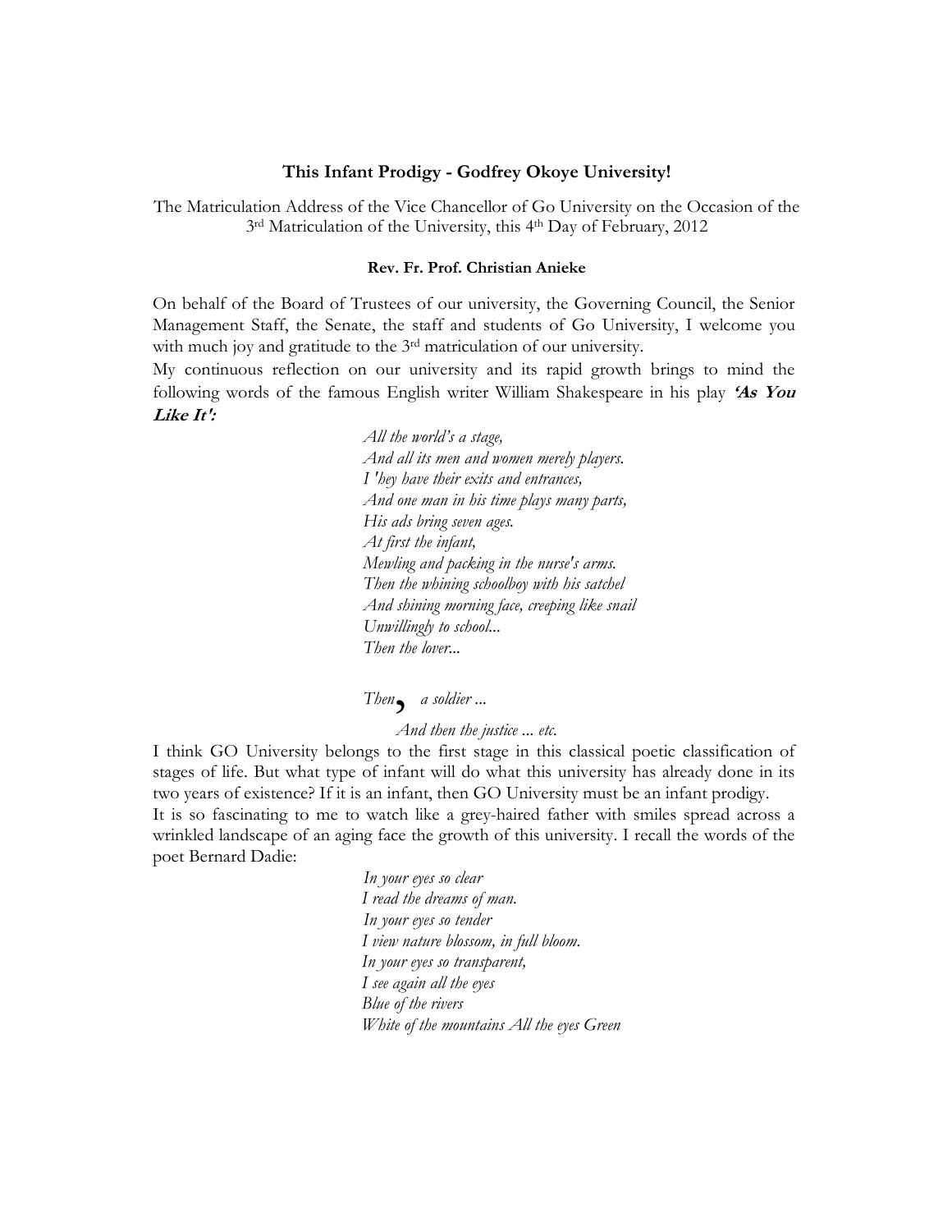# This Infant Prodigy - Godfrey Okoye University!

The Matriculation Address of the Vice Chancellor of Go University on the Occasion of the 3rd Matriculation of the University, this 4th Day of February, 2012

**Rev. Fr. Prof. Christian Anieke**

On behalf of the Board of Trustees of our university, the Governing Council, the Senior Management Staff, the Senate, the staff and students of Go University, I welcome you with much joy and gratitude to the 3rd matriculation of our university.

My continuous reflection on our university and its rapid growth brings to mind the following words of the famous English writer William Shakespeare in his play ***'As You Like It':***

> *All the world's a stage,*
> *And all its men and women merely players.*
> *I 'hey have their exits and entrances,*
> *And one man in his time plays many parts,*
> *His ads bring seven ages.*
> *At first the infant,*
> *Mewling and packing in the nurse's arms.*
> *Then the whining schoolboy with his satchel*
> *And shining morning face, creeping like snail*
> *Unwillingly to school...*
> *Then the lover...*
>
> *Then, a soldier ...*
> *And then the justice ... etc.*

I think GO University belongs to the first stage in this classical poetic classification of stages of life. But what type of infant will do what this university has already done in its two years of existence? If it is an infant, then GO University must be an infant prodigy.

It is so fascinating to me to watch like a grey-haired father with smiles spread across a wrinkled landscape of an aging face the growth of this university. I recall the words of the poet Bernard Dadie:

> *In your eyes so clear*
> *I read the dreams of man.*
> *In your eyes so tender*
> *I view nature blossom, in full bloom.*
> *In your eyes so transparent,*
> *I see again all the eyes*
> *Blue of the rivers*
> *White of the mountains All the eyes Green*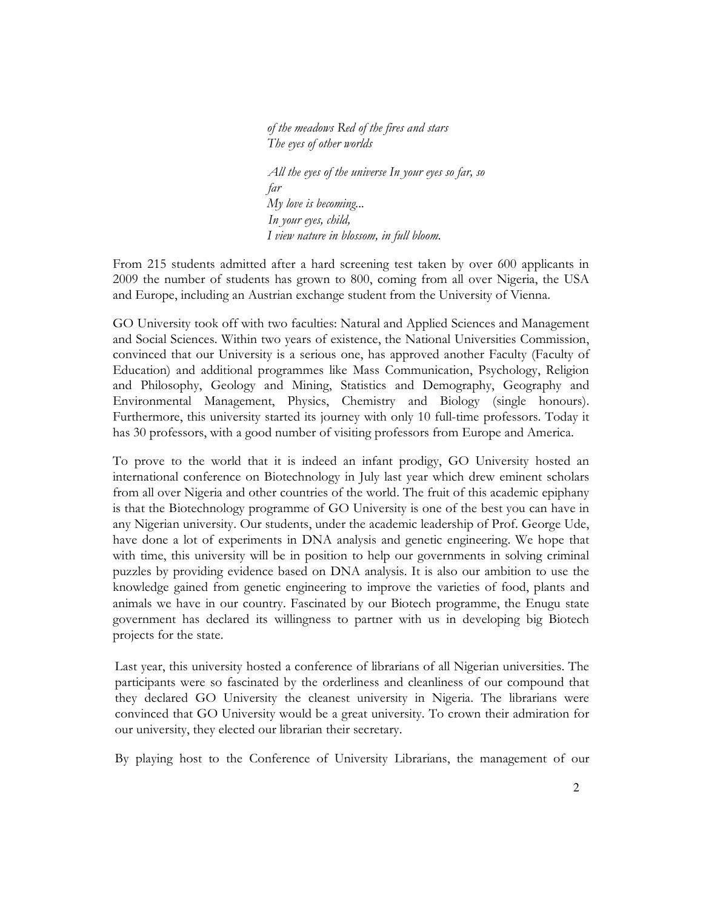*of the meadows Red of the fires and stars*
*The eyes of other worlds*

*All the eyes of the universe In your eyes so far, so far*
*My love is becoming...*
*In your eyes, child,*
*I view nature in blossom, in full bloom.*

From 215 students admitted after a hard screening test taken by over 600 applicants in 2009 the number of students has grown to 800, coming from all over Nigeria, the USA and Europe, including an Austrian exchange student from the University of Vienna.

GO University took off with two faculties: Natural and Applied Sciences and Management and Social Sciences. Within two years of existence, the National Universities Commission, convinced that our University is a serious one, has approved another Faculty (Faculty of Education) and additional programmes like Mass Communication, Psychology, Religion and Philosophy, Geology and Mining, Statistics and Demography, Geography and Environmental Management, Physics, Chemistry and Biology (single honours). Furthermore, this university started its journey with only 10 full-time professors. Today it has 30 professors, with a good number of visiting professors from Europe and America.

To prove to the world that it is indeed an infant prodigy, GO University hosted an international conference on Biotechnology in July last year which drew eminent scholars from all over Nigeria and other countries of the world. The fruit of this academic epiphany is that the Biotechnology programme of GO University is one of the best you can have in any Nigerian university. Our students, under the academic leadership of Prof. George Ude, have done a lot of experiments in DNA analysis and genetic engineering. We hope that with time, this university will be in position to help our governments in solving criminal puzzles by providing evidence based on DNA analysis. It is also our ambition to use the knowledge gained from genetic engineering to improve the varieties of food, plants and animals we have in our country. Fascinated by our Biotech programme, the Enugu state government has declared its willingness to partner with us in developing big Biotech projects for the state.

Last year, this university hosted a conference of librarians of all Nigerian universities. The participants were so fascinated by the orderliness and cleanliness of our compound that they declared GO University the cleanest university in Nigeria. The librarians were convinced that GO University would be a great university. To crown their admiration for our university, they elected our librarian their secretary.

By playing host to the Conference of University Librarians, the management of our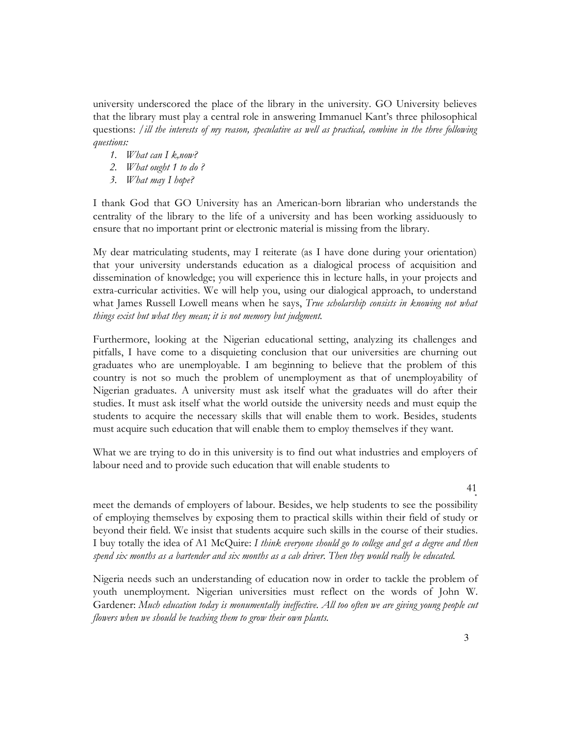university underscored the place of the library in the university. GO University believes that the library must play a central role in answering Immanuel Kant's three philosophical questions: */ill the interests of my reason, speculative as well as practical, combine in the three following questions:*

1. *What can I k,now?*
2. *What ought 1 to do ?*
3. *What may I hope?*

I thank God that GO University has an American-born librarian who understands the centrality of the library to the life of a university and has been working assiduously to ensure that no important print or electronic material is missing from the library.

My dear matriculating students, may I reiterate (as I have done during your orientation) that your university understands education as a dialogical process of acquisition and dissemination of knowledge; you will experience this in lecture halls, in your projects and extra-curricular activities. We will help you, using our dialogical approach, to understand what James Russell Lowell means when he says, *True scholarship consists in knowing not what things exist but what they mean; it is not memory but judgment.*

Furthermore, looking at the Nigerian educational setting, analyzing its challenges and pitfalls, I have come to a disquieting conclusion that our universities are churning out graduates who are unemployable. I am beginning to believe that the problem of this country is not so much the problem of unemployment as that of unemployability of Nigerian graduates. A university must ask itself what the graduates will do after their studies. It must ask itself what the world outside the university needs and must equip the students to acquire the necessary skills that will enable them to work. Besides, students must acquire such education that will enable them to employ themselves if they want.

What we are trying to do in this university is to find out what industries and employers of labour need and to provide such education that will enable students to meet the demands of employers of labour. Besides, we help students to see the possibility of employing themselves by exposing them to practical skills within their field of study or beyond their field. We insist that students acquire such skills in the course of their studies. I buy totally the idea of A1 McQuire: *I think everyone should go to college and get a degree and then spend six months as a bartender and six months as a cab driver. Then they would really be educated.*

Nigeria needs such an understanding of education now in order to tackle the problem of youth unemployment. Nigerian universities must reflect on the words of John W. Gardener: *Much education today is monumentally ineffective. All too often we are giving young people cut flowers when we should be teaching them to grow their own plants.*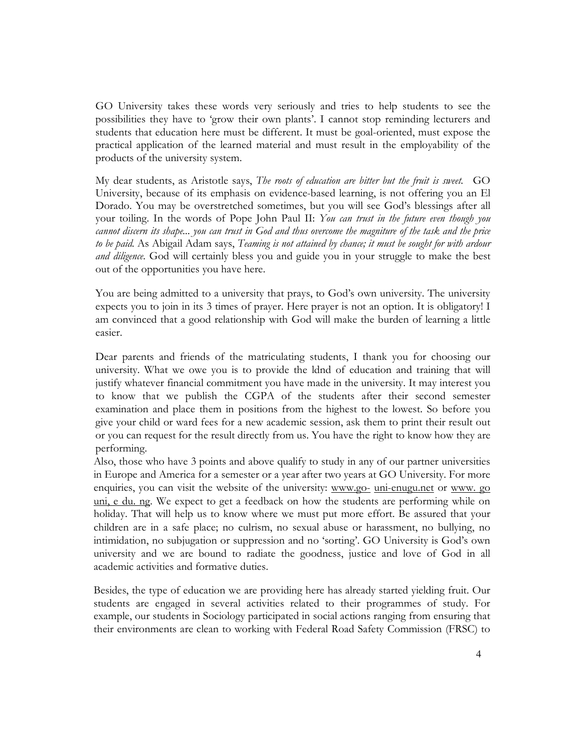GO University takes these words very seriously and tries to help students to see the possibilities they have to 'grow their own plants'. I cannot stop reminding lecturers and students that education here must be different. It must be goal-oriented, must expose the practical application of the learned material and must result in the employability of the products of the university system.

My dear students, as Aristotle says, *The roots of education are bitter but the fruit is sweet.* GO University, because of its emphasis on evidence-based learning, is not offering you an El Dorado. You may be overstretched sometimes, but you will see God's blessings after all your toiling. In the words of Pope John Paul II: *You can trust in the future even though you cannot discern its shape... you can trust in God and thus overcome the magniture of the task and the price to be paid.* As Abigail Adam says, *Teaming is not attained by chance; it must be sought for with ardour and diligence.* God will certainly bless you and guide you in your struggle to make the best out of the opportunities you have here.

You are being admitted to a university that prays, to God's own university. The university expects you to join in its 3 times of prayer. Here prayer is not an option. It is obligatory! I am convinced that a good relationship with God will make the burden of learning a little easier.

Dear parents and friends of the matriculating students, I thank you for choosing our university. What we owe you is to provide the ldnd of education and training that will justify whatever financial commitment you have made in the university. It may interest you to know that we publish the CGPA of the students after their second semester examination and place them in positions from the highest to the lowest. So before you give your child or ward fees for a new academic session, ask them to print their result out or you can request for the result directly from us. You have the right to know how they are performing.
Also, those who have 3 points and above qualify to study in any of our partner universities in Europe and America for a semester or a year after two years at GO University. For more enquiries, you can visit the website of the university: www.go- uni-enugu.net or www. go uni, e du. ng. We expect to get a feedback on how the students are performing while on holiday. That will help us to know where we must put more effort. Be assured that your children are in a safe place; no culrism, no sexual abuse or harassment, no bullying, no intimidation, no subjugation or suppression and no 'sorting'. GO University is God's own university and we are bound to radiate the goodness, justice and love of God in all academic activities and formative duties.

Besides, the type of education we are providing here has already started yielding fruit. Our students are engaged in several activities related to their programmes of study. For example, our students in Sociology participated in social actions ranging from ensuring that their environments are clean to working with Federal Road Safety Commission (FRSC) to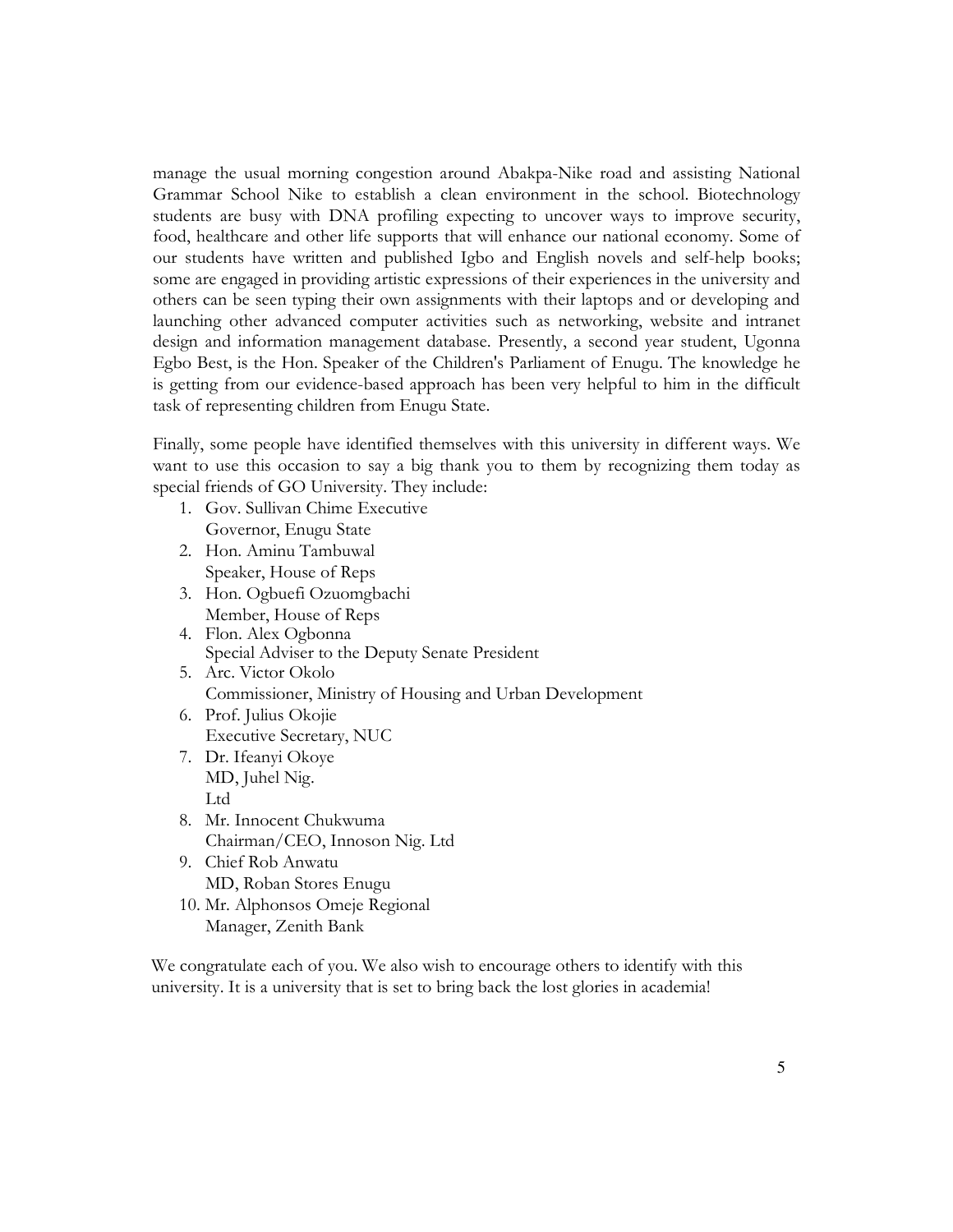manage the usual morning congestion around Abakpa-Nike road and assisting National Grammar School Nike to establish a clean environment in the school. Biotechnology students are busy with DNA profiling expecting to uncover ways to improve security, food, healthcare and other life supports that will enhance our national economy. Some of our students have written and published Igbo and English novels and self-help books; some are engaged in providing artistic expressions of their experiences in the university and others can be seen typing their own assignments with their laptops and or developing and launching other advanced computer activities such as networking, website and intranet design and information management database. Presently, a second year student, Ugonna Egbo Best, is the Hon. Speaker of the Children's Parliament of Enugu. The knowledge he is getting from our evidence-based approach has been very helpful to him in the difficult task of representing children from Enugu State.

Finally, some people have identified themselves with this university in different ways. We want to use this occasion to say a big thank you to them by recognizing them today as special friends of GO University. They include:

1. Gov. Sullivan Chime Executive
   Governor, Enugu State
2. Hon. Aminu Tambuwal
   Speaker, House of Reps
3. Hon. Ogbuefi Ozuomgbachi
   Member, House of Reps
4. Flon. Alex Ogbonna
   Special Adviser to the Deputy Senate President
5. Arc. Victor Okolo
   Commissioner, Ministry of Housing and Urban Development
6. Prof. Julius Okojie
   Executive Secretary, NUC
7. Dr. Ifeanyi Okoye
   MD, Juhel Nig.
   Ltd
8. Mr. Innocent Chukwuma
   Chairman/CEO, Innoson Nig. Ltd
9. Chief Rob Anwatu
   MD, Roban Stores Enugu
10. Mr. Alphonsos Omeje Regional
    Manager, Zenith Bank

We congratulate each of you. We also wish to encourage others to identify with this university. It is a university that is set to bring back the lost glories in academia!